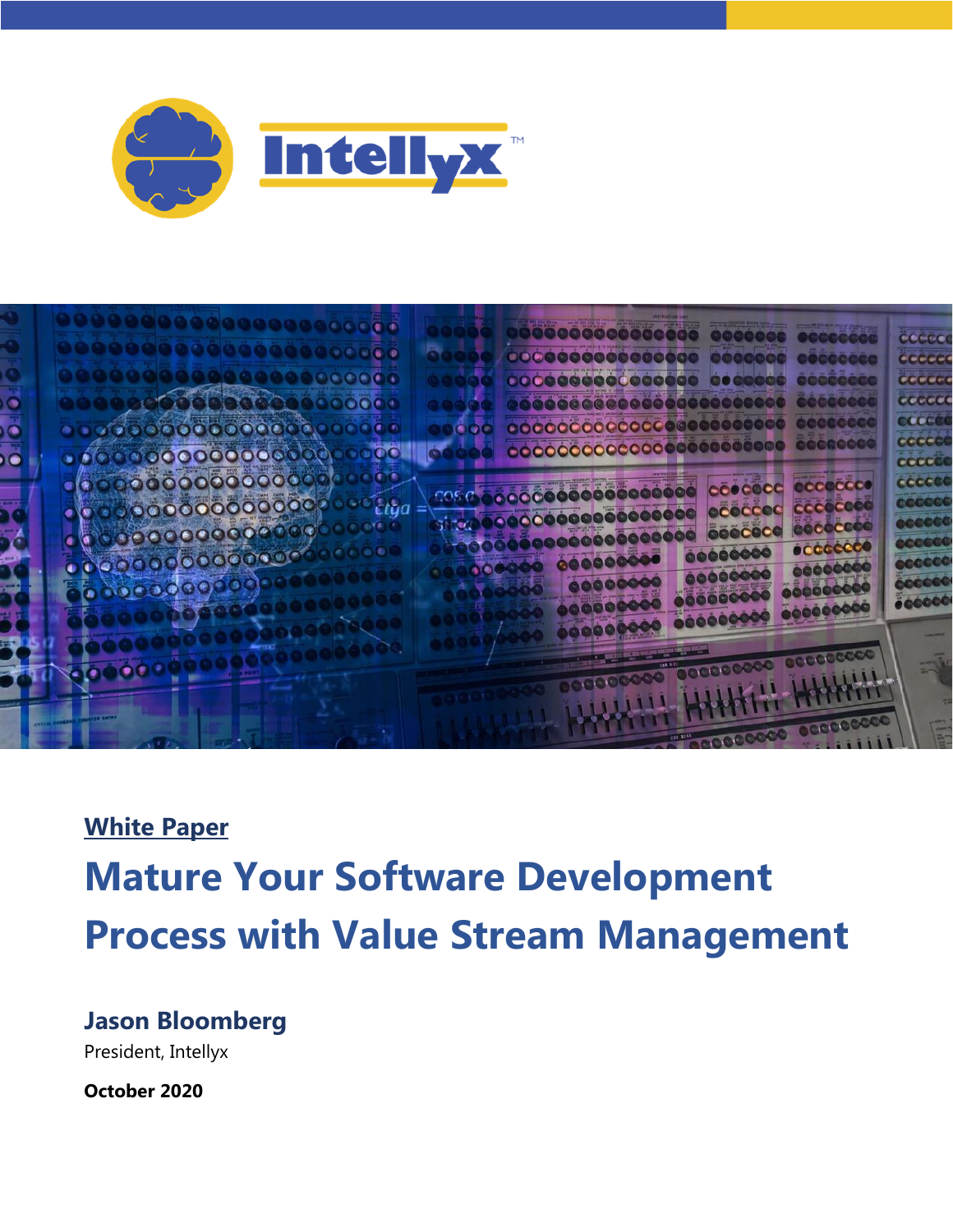Intellyx™

White Paper

# Mature Your Software Development Process with Value Stream Management

**Jason Bloomberg**
President, Intellyx

**October 2020**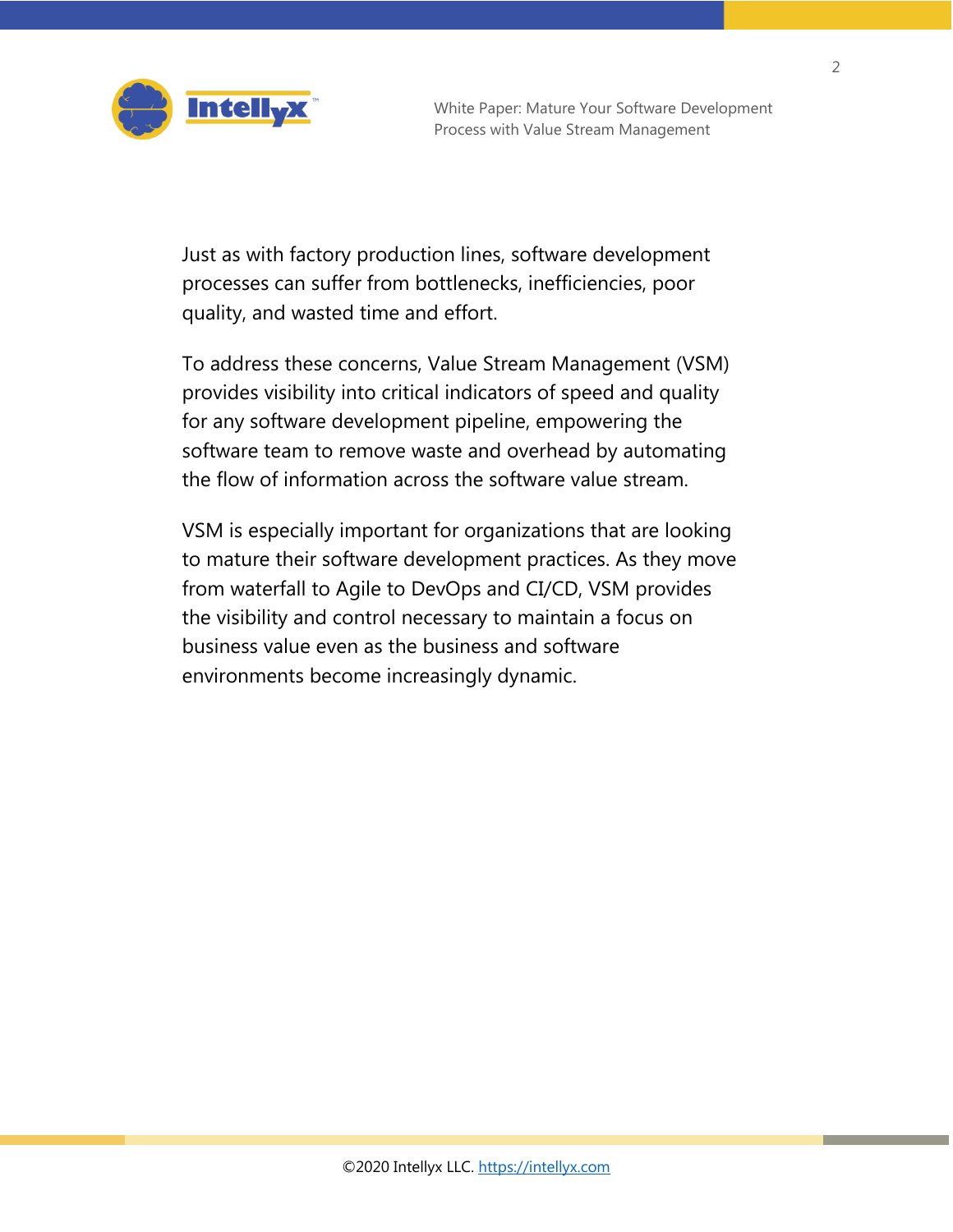Just as with factory production lines, software development processes can suffer from bottlenecks, inefficiencies, poor quality, and wasted time and effort.

To address these concerns, Value Stream Management (VSM) provides visibility into critical indicators of speed and quality for any software development pipeline, empowering the software team to remove waste and overhead by automating the flow of information across the software value stream.

VSM is especially important for organizations that are looking to mature their software development practices. As they move from waterfall to Agile to DevOps and CI/CD, VSM provides the visibility and control necessary to maintain a focus on business value even as the business and software environments become increasingly dynamic.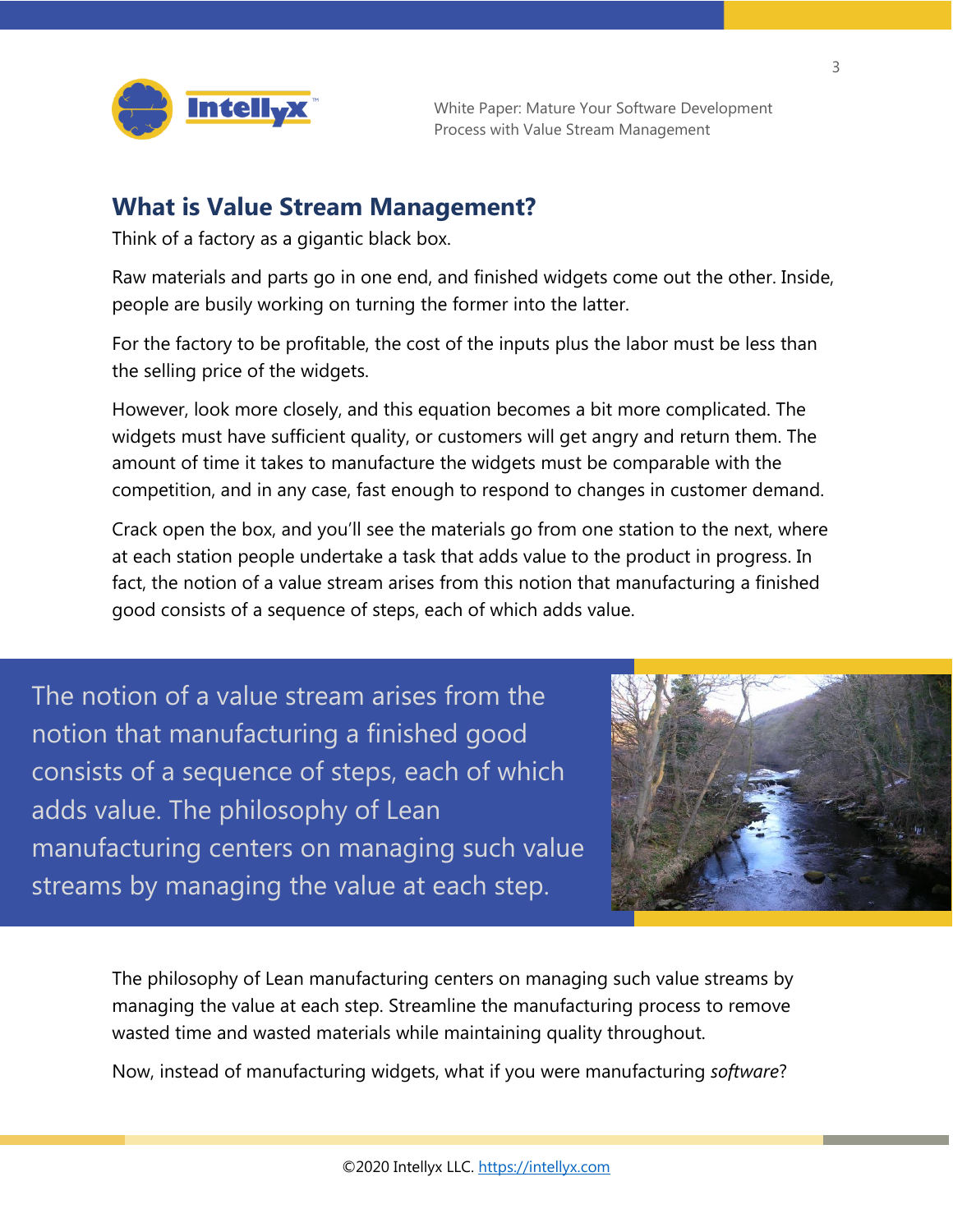## What is Value Stream Management?

Think of a factory as a gigantic black box.

Raw materials and parts go in one end, and finished widgets come out the other. Inside, people are busily working on turning the former into the latter.

For the factory to be profitable, the cost of the inputs plus the labor must be less than the selling price of the widgets.

However, look more closely, and this equation becomes a bit more complicated. The widgets must have sufficient quality, or customers will get angry and return them. The amount of time it takes to manufacture the widgets must be comparable with the competition, and in any case, fast enough to respond to changes in customer demand.

Crack open the box, and you'll see the materials go from one station to the next, where at each station people undertake a task that adds value to the product in progress. In fact, the notion of a value stream arises from this notion that manufacturing a finished good consists of a sequence of steps, each of which adds value.

> The notion of a value stream arises from the notion that manufacturing a finished good consists of a sequence of steps, each of which adds value. The philosophy of Lean manufacturing centers on managing such value streams by managing the value at each step.

The philosophy of Lean manufacturing centers on managing such value streams by managing the value at each step. Streamline the manufacturing process to remove wasted time and wasted materials while maintaining quality throughout.

Now, instead of manufacturing widgets, what if you were manufacturing *software*?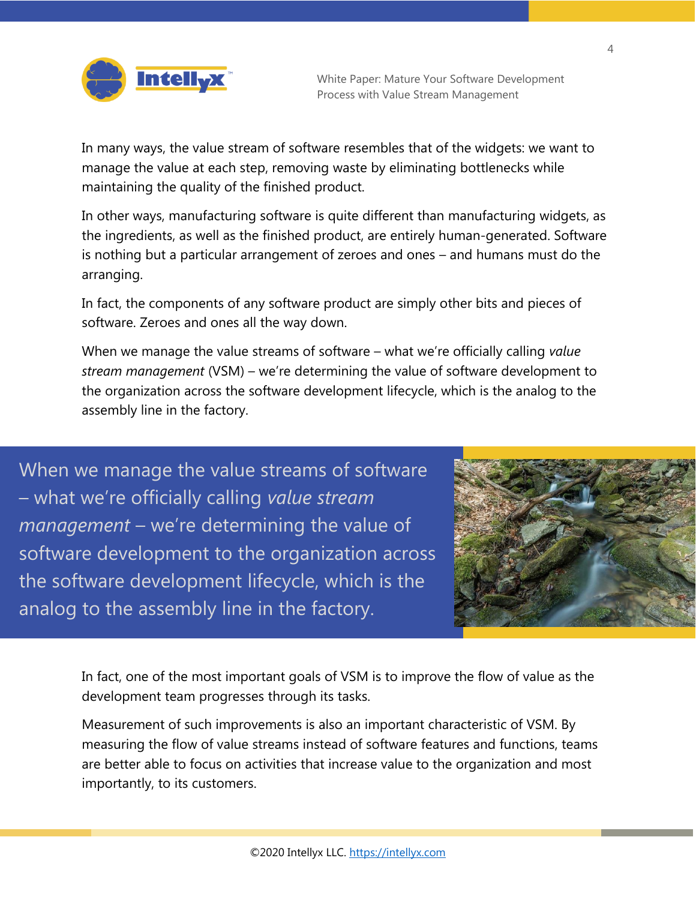In many ways, the value stream of software resembles that of the widgets: we want to manage the value at each step, removing waste by eliminating bottlenecks while maintaining the quality of the finished product.

In other ways, manufacturing software is quite different than manufacturing widgets, as the ingredients, as well as the finished product, are entirely human-generated. Software is nothing but a particular arrangement of zeroes and ones – and humans must do the arranging.

In fact, the components of any software product are simply other bits and pieces of software. Zeroes and ones all the way down.

When we manage the value streams of software – what we're officially calling *value stream management* (VSM) – we're determining the value of software development to the organization across the software development lifecycle, which is the analog to the assembly line in the factory.

> When we manage the value streams of software – what we're officially calling *value stream management* – we're determining the value of software development to the organization across the software development lifecycle, which is the analog to the assembly line in the factory.

In fact, one of the most important goals of VSM is to improve the flow of value as the development team progresses through its tasks.

Measurement of such improvements is also an important characteristic of VSM. By measuring the flow of value streams instead of software features and functions, teams are better able to focus on activities that increase value to the organization and most importantly, to its customers.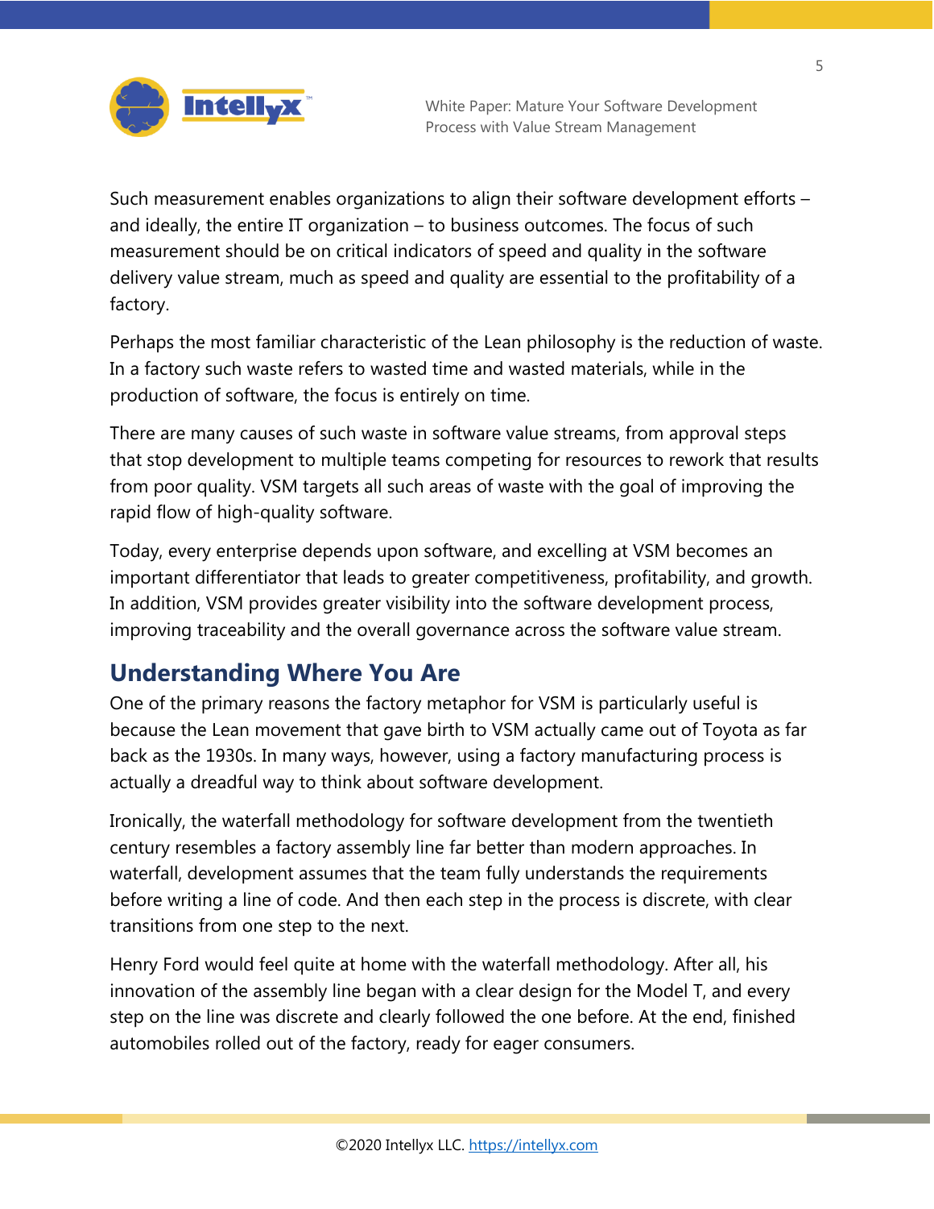Such measurement enables organizations to align their software development efforts – and ideally, the entire IT organization – to business outcomes. The focus of such measurement should be on critical indicators of speed and quality in the software delivery value stream, much as speed and quality are essential to the profitability of a factory.

Perhaps the most familiar characteristic of the Lean philosophy is the reduction of waste. In a factory such waste refers to wasted time and wasted materials, while in the production of software, the focus is entirely on time.

There are many causes of such waste in software value streams, from approval steps that stop development to multiple teams competing for resources to rework that results from poor quality. VSM targets all such areas of waste with the goal of improving the rapid flow of high-quality software.

Today, every enterprise depends upon software, and excelling at VSM becomes an important differentiator that leads to greater competitiveness, profitability, and growth. In addition, VSM provides greater visibility into the software development process, improving traceability and the overall governance across the software value stream.

## Understanding Where You Are

One of the primary reasons the factory metaphor for VSM is particularly useful is because the Lean movement that gave birth to VSM actually came out of Toyota as far back as the 1930s. In many ways, however, using a factory manufacturing process is actually a dreadful way to think about software development.

Ironically, the waterfall methodology for software development from the twentieth century resembles a factory assembly line far better than modern approaches. In waterfall, development assumes that the team fully understands the requirements before writing a line of code. And then each step in the process is discrete, with clear transitions from one step to the next.

Henry Ford would feel quite at home with the waterfall methodology. After all, his innovation of the assembly line began with a clear design for the Model T, and every step on the line was discrete and clearly followed the one before. At the end, finished automobiles rolled out of the factory, ready for eager consumers.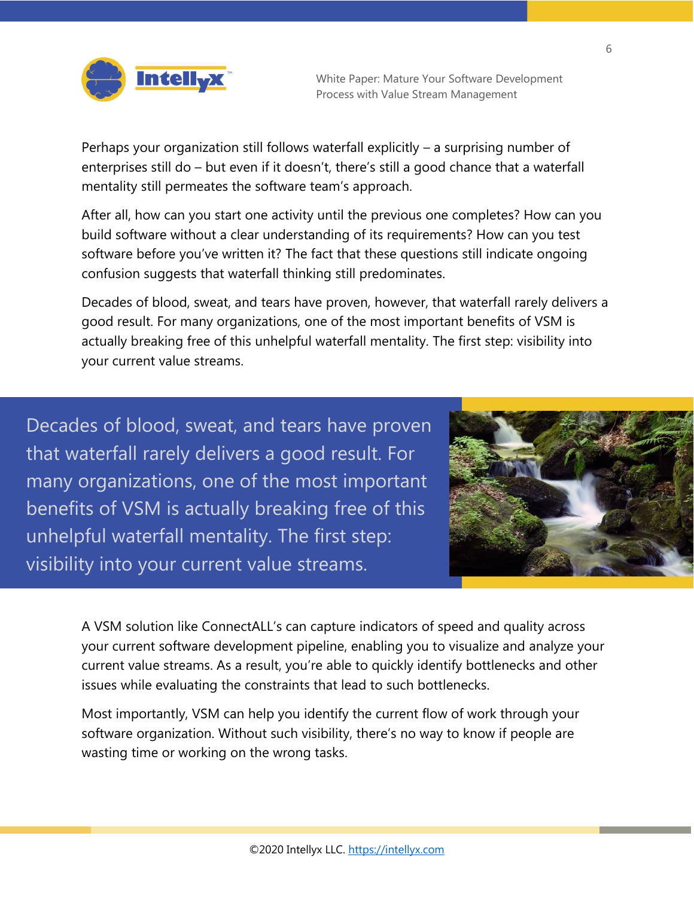Perhaps your organization still follows waterfall explicitly – a surprising number of enterprises still do – but even if it doesn't, there's still a good chance that a waterfall mentality still permeates the software team's approach.

After all, how can you start one activity until the previous one completes? How can you build software without a clear understanding of its requirements? How can you test software before you've written it? The fact that these questions still indicate ongoing confusion suggests that waterfall thinking still predominates.

Decades of blood, sweat, and tears have proven, however, that waterfall rarely delivers a good result. For many organizations, one of the most important benefits of VSM is actually breaking free of this unhelpful waterfall mentality. The first step: visibility into your current value streams.

> Decades of blood, sweat, and tears have proven that waterfall rarely delivers a good result. For many organizations, one of the most important benefits of VSM is actually breaking free of this unhelpful waterfall mentality. The first step: visibility into your current value streams.

A VSM solution like ConnectALL's can capture indicators of speed and quality across your current software development pipeline, enabling you to visualize and analyze your current value streams. As a result, you're able to quickly identify bottlenecks and other issues while evaluating the constraints that lead to such bottlenecks.

Most importantly, VSM can help you identify the current flow of work through your software organization. Without such visibility, there's no way to know if people are wasting time or working on the wrong tasks.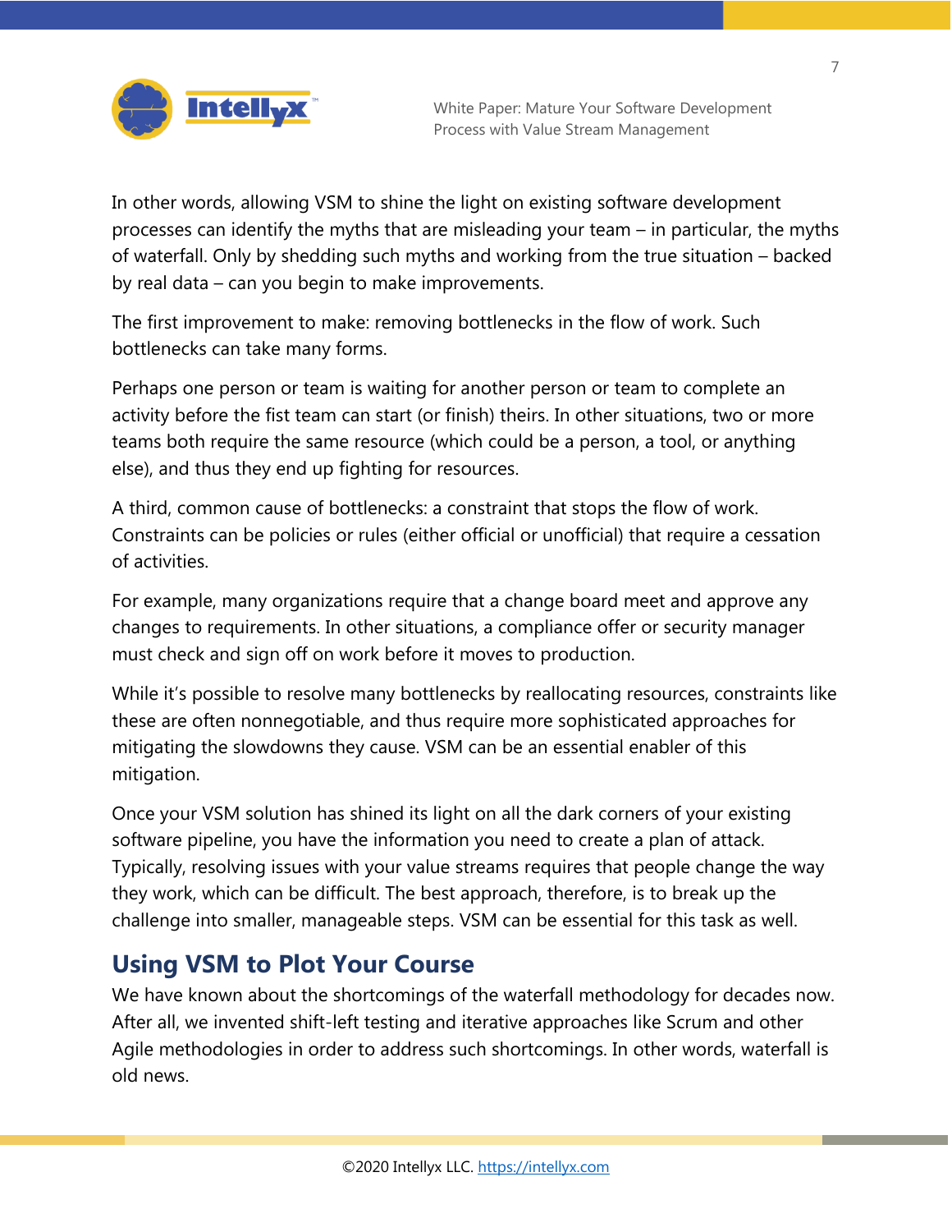In other words, allowing VSM to shine the light on existing software development processes can identify the myths that are misleading your team – in particular, the myths of waterfall. Only by shedding such myths and working from the true situation – backed by real data – can you begin to make improvements.

The first improvement to make: removing bottlenecks in the flow of work. Such bottlenecks can take many forms.

Perhaps one person or team is waiting for another person or team to complete an activity before the fist team can start (or finish) theirs. In other situations, two or more teams both require the same resource (which could be a person, a tool, or anything else), and thus they end up fighting for resources.

A third, common cause of bottlenecks: a constraint that stops the flow of work. Constraints can be policies or rules (either official or unofficial) that require a cessation of activities.

For example, many organizations require that a change board meet and approve any changes to requirements. In other situations, a compliance offer or security manager must check and sign off on work before it moves to production.

While it's possible to resolve many bottlenecks by reallocating resources, constraints like these are often nonnegotiable, and thus require more sophisticated approaches for mitigating the slowdowns they cause. VSM can be an essential enabler of this mitigation.

Once your VSM solution has shined its light on all the dark corners of your existing software pipeline, you have the information you need to create a plan of attack. Typically, resolving issues with your value streams requires that people change the way they work, which can be difficult. The best approach, therefore, is to break up the challenge into smaller, manageable steps. VSM can be essential for this task as well.

## Using VSM to Plot Your Course

We have known about the shortcomings of the waterfall methodology for decades now. After all, we invented shift-left testing and iterative approaches like Scrum and other Agile methodologies in order to address such shortcomings. In other words, waterfall is old news.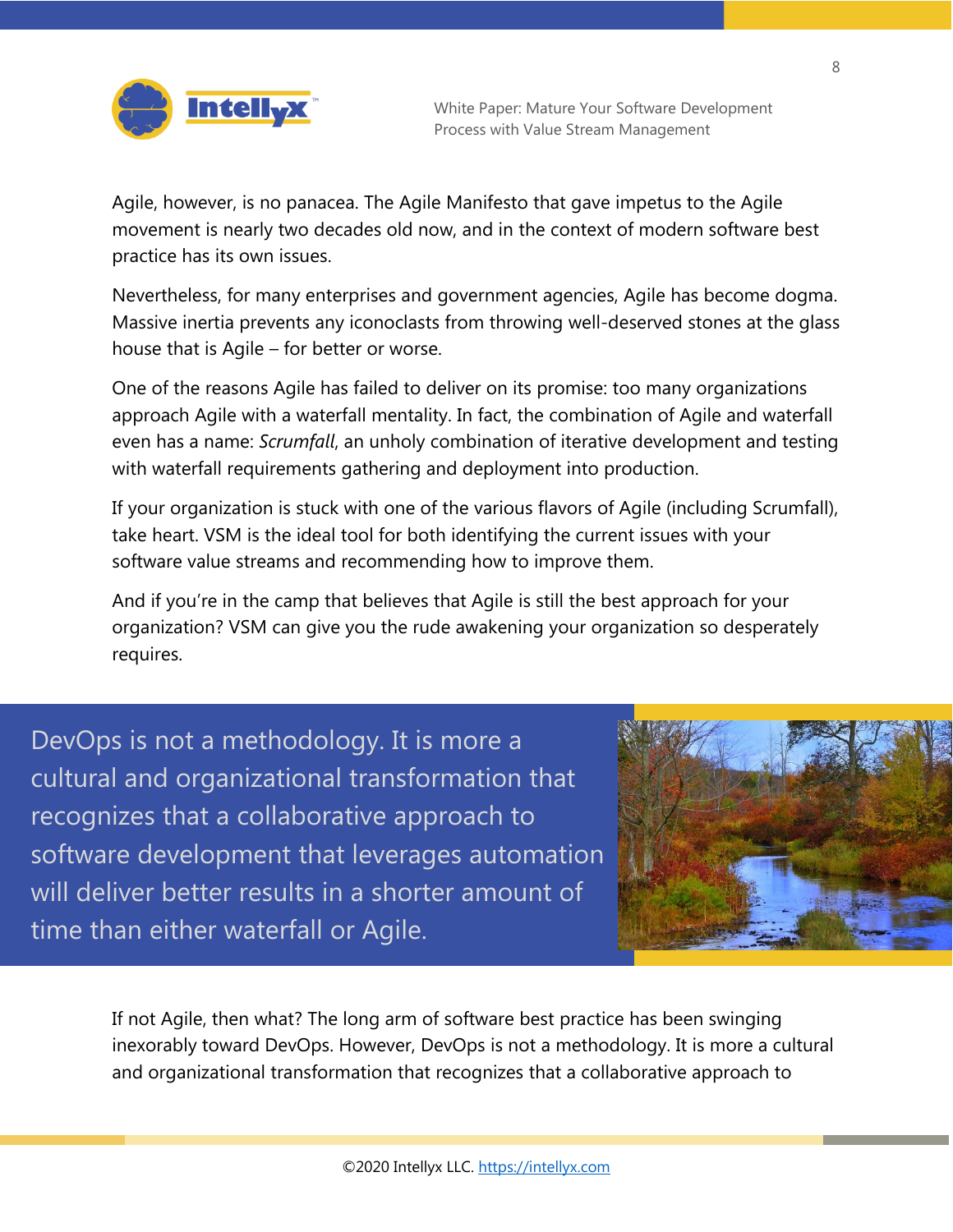Agile, however, is no panacea. The Agile Manifesto that gave impetus to the Agile movement is nearly two decades old now, and in the context of modern software best practice has its own issues.

Nevertheless, for many enterprises and government agencies, Agile has become dogma. Massive inertia prevents any iconoclasts from throwing well-deserved stones at the glass house that is Agile – for better or worse.

One of the reasons Agile has failed to deliver on its promise: too many organizations approach Agile with a waterfall mentality. In fact, the combination of Agile and waterfall even has a name: *Scrumfall*, an unholy combination of iterative development and testing with waterfall requirements gathering and deployment into production.

If your organization is stuck with one of the various flavors of Agile (including Scrumfall), take heart. VSM is the ideal tool for both identifying the current issues with your software value streams and recommending how to improve them.

And if you're in the camp that believes that Agile is still the best approach for your organization? VSM can give you the rude awakening your organization so desperately requires.

> DevOps is not a methodology. It is more a cultural and organizational transformation that recognizes that a collaborative approach to software development that leverages automation will deliver better results in a shorter amount of time than either waterfall or Agile.

If not Agile, then what? The long arm of software best practice has been swinging inexorably toward DevOps. However, DevOps is not a methodology. It is more a cultural and organizational transformation that recognizes that a collaborative approach to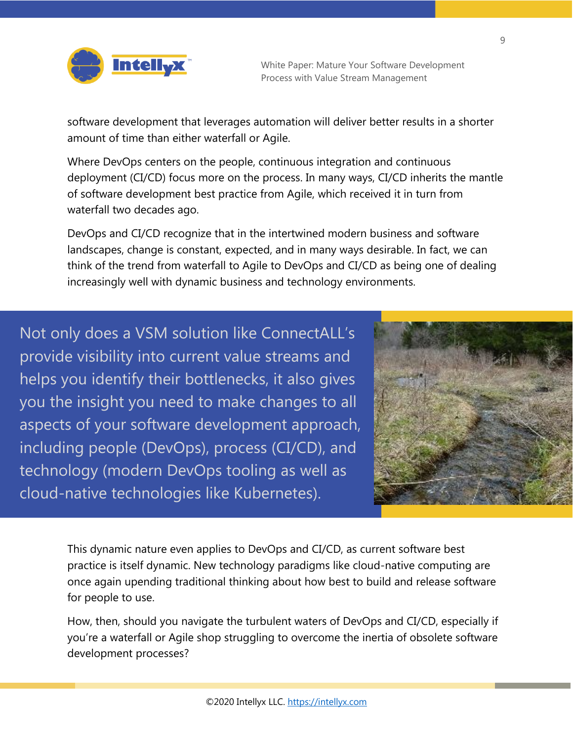software development that leverages automation will deliver better results in a shorter amount of time than either waterfall or Agile.

Where DevOps centers on the people, continuous integration and continuous deployment (CI/CD) focus more on the process. In many ways, CI/CD inherits the mantle of software development best practice from Agile, which received it in turn from waterfall two decades ago.

DevOps and CI/CD recognize that in the intertwined modern business and software landscapes, change is constant, expected, and in many ways desirable. In fact, we can think of the trend from waterfall to Agile to DevOps and CI/CD as being one of dealing increasingly well with dynamic business and technology environments.

> Not only does a VSM solution like ConnectALL's provide visibility into current value streams and helps you identify their bottlenecks, it also gives you the insight you need to make changes to all aspects of your software development approach, including people (DevOps), process (CI/CD), and technology (modern DevOps tooling as well as cloud-native technologies like Kubernetes).

This dynamic nature even applies to DevOps and CI/CD, as current software best practice is itself dynamic. New technology paradigms like cloud-native computing are once again upending traditional thinking about how best to build and release software for people to use.

How, then, should you navigate the turbulent waters of DevOps and CI/CD, especially if you're a waterfall or Agile shop struggling to overcome the inertia of obsolete software development processes?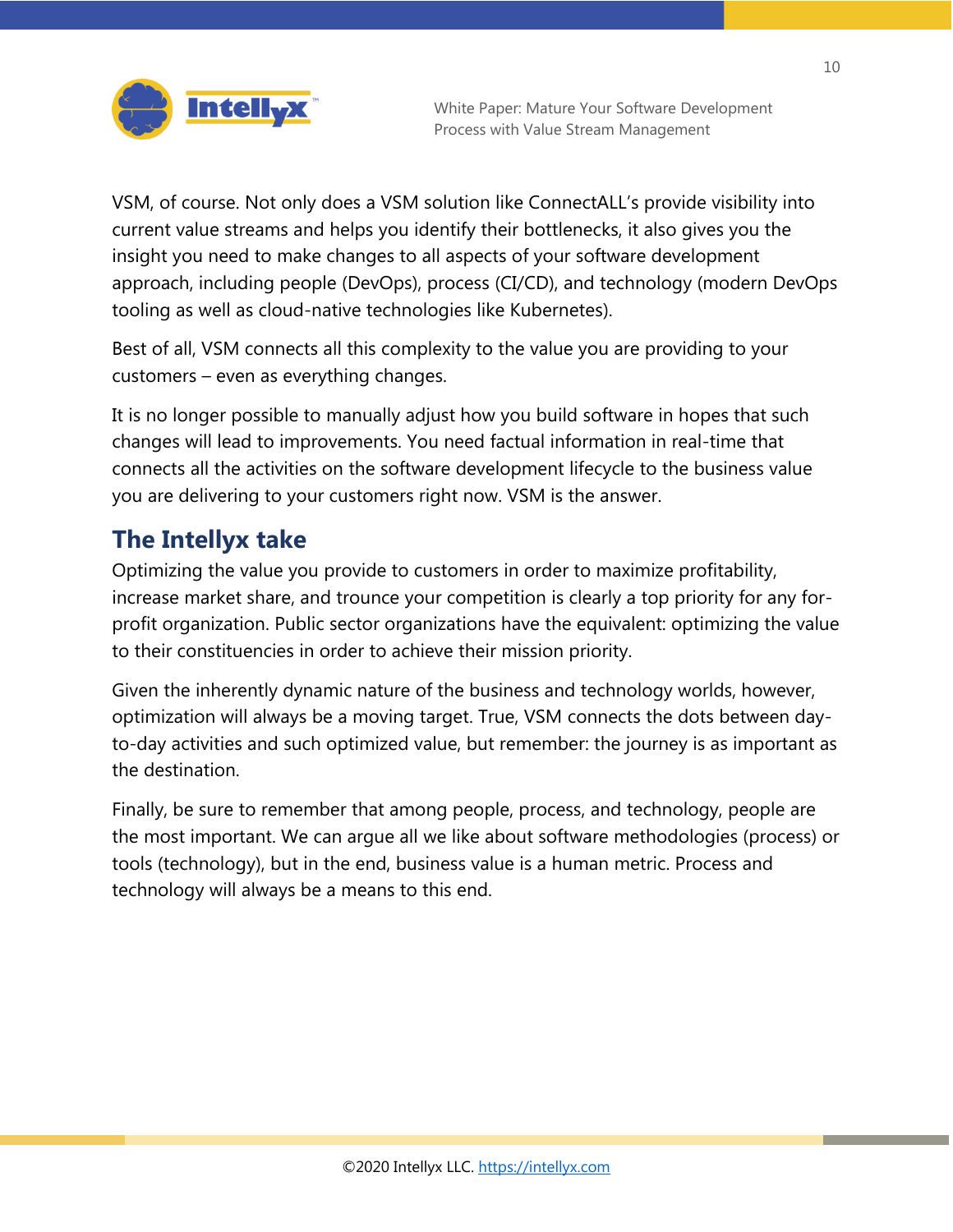VSM, of course. Not only does a VSM solution like ConnectALL's provide visibility into current value streams and helps you identify their bottlenecks, it also gives you the insight you need to make changes to all aspects of your software development approach, including people (DevOps), process (CI/CD), and technology (modern DevOps tooling as well as cloud-native technologies like Kubernetes).

Best of all, VSM connects all this complexity to the value you are providing to your customers – even as everything changes.

It is no longer possible to manually adjust how you build software in hopes that such changes will lead to improvements. You need factual information in real-time that connects all the activities on the software development lifecycle to the business value you are delivering to your customers right now. VSM is the answer.

## The Intellyx take

Optimizing the value you provide to customers in order to maximize profitability, increase market share, and trounce your competition is clearly a top priority for any for-profit organization. Public sector organizations have the equivalent: optimizing the value to their constituencies in order to achieve their mission priority.

Given the inherently dynamic nature of the business and technology worlds, however, optimization will always be a moving target. True, VSM connects the dots between day-to-day activities and such optimized value, but remember: the journey is as important as the destination.

Finally, be sure to remember that among people, process, and technology, people are the most important. We can argue all we like about software methodologies (process) or tools (technology), but in the end, business value is a human metric. Process and technology will always be a means to this end.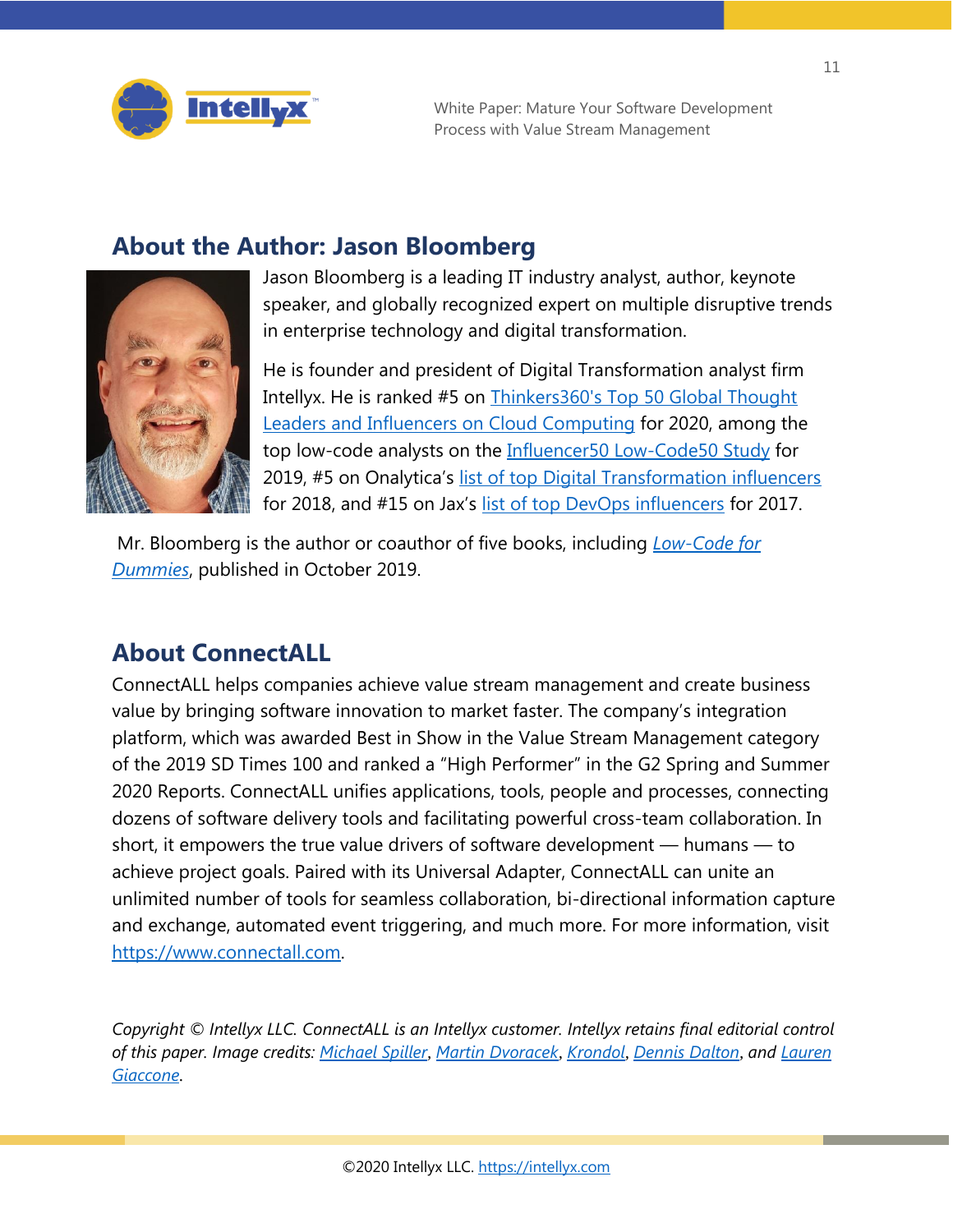## About the Author: Jason Bloomberg

Jason Bloomberg is a leading IT industry analyst, author, keynote speaker, and globally recognized expert on multiple disruptive trends in enterprise technology and digital transformation.

He is founder and president of Digital Transformation analyst firm Intellyx. He is ranked #5 on Thinkers360's Top 50 Global Thought Leaders and Influencers on Cloud Computing for 2020, among the top low-code analysts on the Influencer50 Low-Code50 Study for 2019, #5 on Onalytica's list of top Digital Transformation influencers for 2018, and #15 on Jax's list of top DevOps influencers for 2017.

Mr. Bloomberg is the author or coauthor of five books, including *Low-Code for Dummies*, published in October 2019.

## About ConnectALL

ConnectALL helps companies achieve value stream management and create business value by bringing software innovation to market faster. The company's integration platform, which was awarded Best in Show in the Value Stream Management category of the 2019 SD Times 100 and ranked a "High Performer" in the G2 Spring and Summer 2020 Reports. ConnectALL unifies applications, tools, people and processes, connecting dozens of software delivery tools and facilitating powerful cross-team collaboration. In short, it empowers the true value drivers of software development — humans — to achieve project goals. Paired with its Universal Adapter, ConnectALL can unite an unlimited number of tools for seamless collaboration, bi-directional information capture and exchange, automated event triggering, and much more. For more information, visit https://www.connectall.com.

*Copyright © Intellyx LLC. ConnectALL is an Intellyx customer. Intellyx retains final editorial control of this paper. Image credits: Michael Spiller, Martin Dvoracek, Krondol, Dennis Dalton, and Lauren Giaccone.*